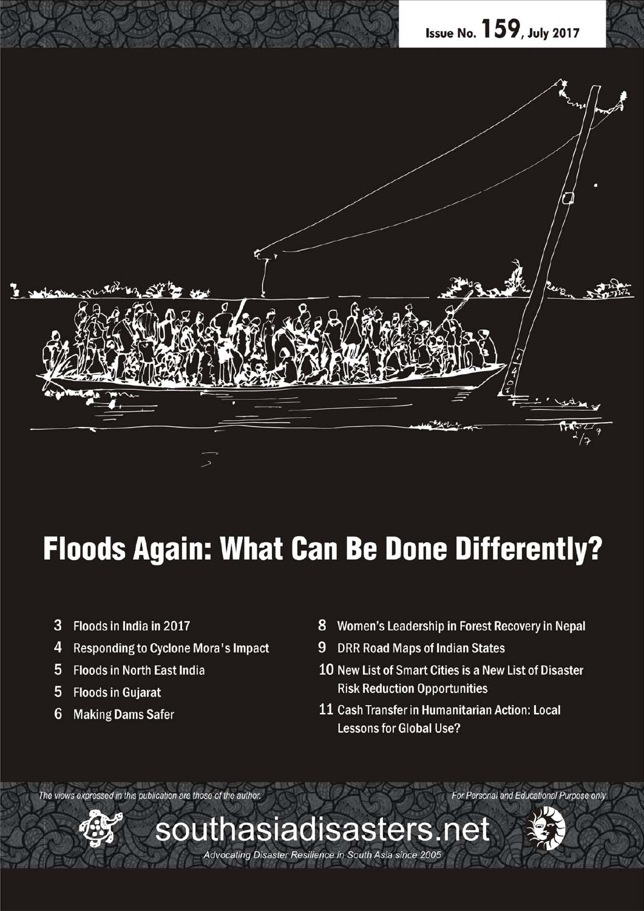Issue No. 159, July 2017

# Floods Again: What Can Be Done Differently?

- 3 Floods in India in 2017
- 4 Responding to Cyclone Mora's Impact
- 5 Floods in North East India
- 5 Floods in Gujarat
- 6 Making Dams Safer
- 8 Women's Leadership in Forest Recovery in Nepal
- 9 DRR Road Maps of Indian States
- 10 New List of Smart Cities is a New List of Disaster Risk Reduction Opportunities
- 11 Cash Transfer in Humanitarian Action: Local Lessons for Global Use?

*The views expressed in this publication are those of the author.*

*For Personal and Educational Purpose only*

southasiadisasters.net

*Advocating Disaster Resilience in South Asia since 2005*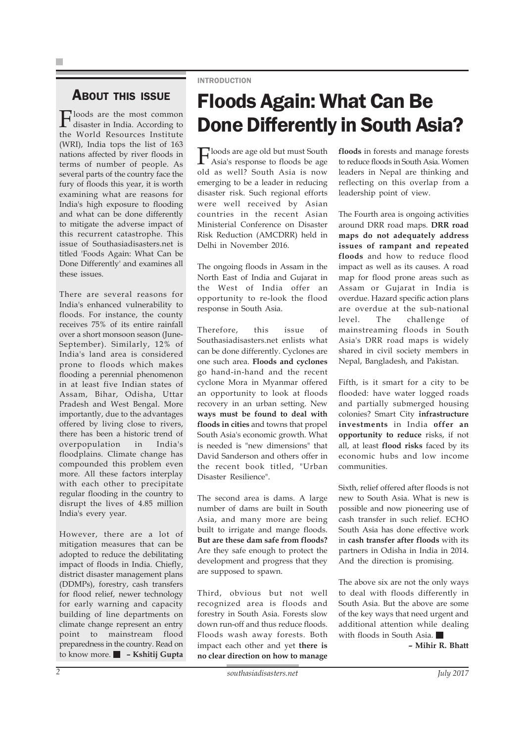## About this issue

Floods are the most common disaster in India. According to the World Resources Institute (WRI), India tops the list of 163 nations affected by river floods in terms of number of people. As several parts of the country face the fury of floods this year, it is worth examining what are reasons for India's high exposure to flooding and what can be done differently to mitigate the adverse impact of this recurrent catastrophe. This issue of Southasiadisasters.net is titled 'Foods Again: What Can be Done Differently' and examines all these issues.

There are several reasons for India's enhanced vulnerability to floods. For instance, the county receives 75% of its entire rainfall over a short monsoon season (June-September). Similarly, 12% of India's land area is considered prone to floods which makes flooding a perennial phenomenon in at least five Indian states of Assam, Bihar, Odisha, Uttar Pradesh and West Bengal. More importantly, due to the advantages offered by living close to rivers, there has been a historic trend of overpopulation in India's floodplains. Climate change has compounded this problem even more. All these factors interplay with each other to precipitate regular flooding in the country to disrupt the lives of 4.85 million India's every year.

However, there are a lot of mitigation measures that can be adopted to reduce the debilitating impact of floods in India. Chiefly, district disaster management plans (DDMPs), forestry, cash transfers for flood relief, newer technology for early warning and capacity building of line departments on climate change represent an entry point to mainstream flood preparedness in the country. Read on to know more. ■ **– Kshitij Gupta**

INTRODUCTION

# Floods Again: What Can Be Done Differently in South Asia?

Floods are age old but must South Asia's response to floods be age old as well? South Asia is now emerging to be a leader in reducing disaster risk. Such regional efforts were well received by Asian countries in the recent Asian Ministerial Conference on Disaster Risk Reduction (AMCDRR) held in Delhi in November 2016.

The ongoing floods in Assam in the North East of India and Gujarat in the West of India offer an opportunity to re-look the flood response in South Asia.

Therefore, this issue of Southasiadisasters.net enlists what can be done differently. Cyclones are one such area. **Floods and cyclones** go hand-in-hand and the recent cyclone Mora in Myanmar offered an opportunity to look at floods recovery in an urban setting. New **ways must be found to deal with floods in cities** and towns that propel South Asia's economic growth. What is needed is "new dimensions" that David Sanderson and others offer in the recent book titled, "Urban Disaster Resilience".

The second area is dams. A large number of dams are built in South Asia, and many more are being built to irrigate and mange floods. **But are these dam safe from floods?** Are they safe enough to protect the development and progress that they are supposed to spawn.

Third, obvious but not well recognized area is floods and forestry in South Asia. Forests slow down run-off and thus reduce floods. Floods wash away forests. Both impact each other and yet **there is no clear direction on how to manage floods** in forests and manage forests to reduce floods in South Asia. Women leaders in Nepal are thinking and reflecting on this overlap from a leadership point of view.

The Fourth area is ongoing activities around DRR road maps. **DRR road maps do not adequately address issues of rampant and repeated floods** and how to reduce flood impact as well as its causes. A road map for flood prone areas such as Assam or Gujarat in India is overdue. Hazard specific action plans are overdue at the sub-national level. The challenge of mainstreaming floods in South Asia's DRR road maps is widely shared in civil society members in Nepal, Bangladesh, and Pakistan.

Fifth, is it smart for a city to be flooded: have water logged roads and partially submerged housing colonies? Smart City **infrastructure investments** in India **offer an opportunity to reduce** risks, if not all, at least **flood risks** faced by its economic hubs and low income communities.

Sixth, relief offered after floods is not new to South Asia. What is new is possible and now pioneering use of cash transfer in such relief. ECHO South Asia has done effective work in **cash transfer after floods** with its partners in Odisha in India in 2014. And the direction is promising.

The above six are not the only ways to deal with floods differently in South Asia. But the above are some of the key ways that need urgent and additional attention while dealing with floods in South Asia. ■

**– Mihir R. Bhatt**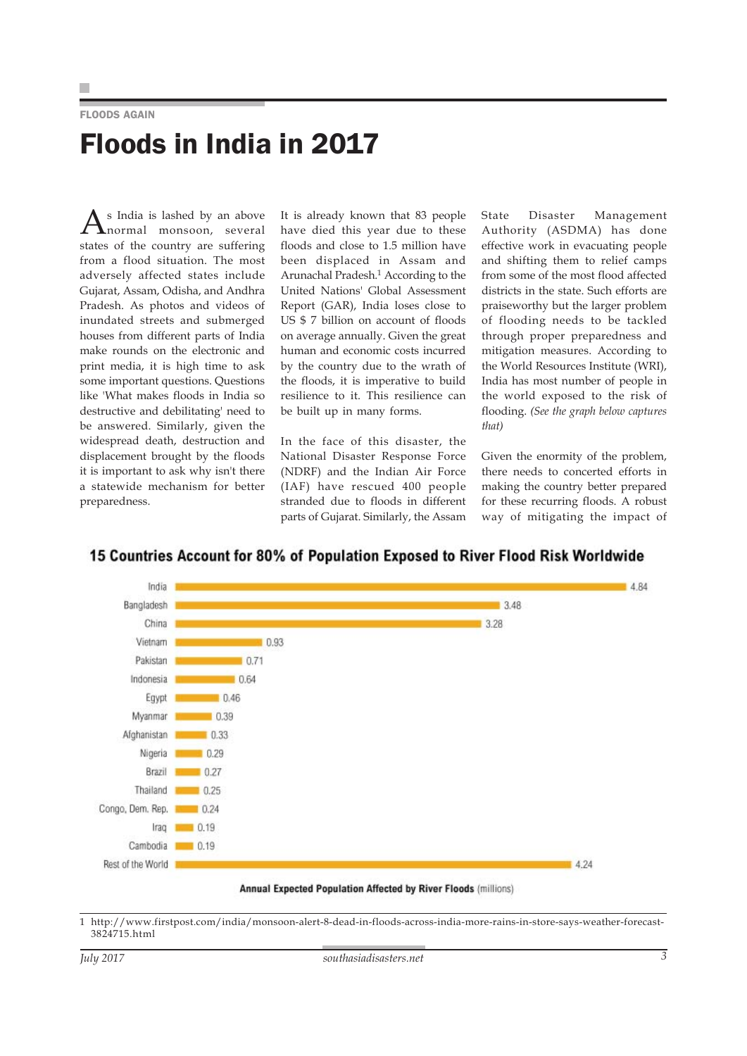FLOODS AGAIN

# Floods in India in 2017

As India is lashed by an above normal monsoon, several states of the country are suffering from a flood situation. The most adversely affected states include Gujarat, Assam, Odisha, and Andhra Pradesh. As photos and videos of inundated streets and submerged houses from different parts of India make rounds on the electronic and print media, it is high time to ask some important questions. Questions like 'What makes floods in India so destructive and debilitating' need to be answered. Similarly, given the widespread death, destruction and displacement brought by the floods it is important to ask why isn't there a statewide mechanism for better preparedness.

It is already known that 83 people have died this year due to these floods and close to 1.5 million have been displaced in Assam and Arunachal Pradesh.[1] According to the United Nations' Global Assessment Report (GAR), India loses close to US $ 7 billion on account of floods on average annually. Given the great human and economic costs incurred by the country due to the wrath of the floods, it is imperative to build resilience to it. This resilience can be built up in many forms.

In the face of this disaster, the National Disaster Response Force (NDRF) and the Indian Air Force (IAF) have rescued 400 people stranded due to floods in different parts of Gujarat. Similarly, the Assam State Disaster Management Authority (ASDMA) has done effective work in evacuating people and shifting them to relief camps from some of the most flood affected districts in the state. Such efforts are praiseworthy but the larger problem of flooding needs to be tackled through proper preparedness and mitigation measures. According to the World Resources Institute (WRI), India has most number of people in the world exposed to the risk of flooding. *(See the graph below captures that)*

Given the enormity of the problem, there needs to concerted efforts in making the country better prepared for these recurring floods. A robust way of mitigating the impact of

**15 Countries Account for 80% of Population Exposed to River Flood Risk Worldwide**

| Country | Annual Expected Population Affected by River Floods (millions) |
|---|---|
| India | 4.84 |
| Bangladesh | 3.48 |
| China | 3.28 |
| Vietnam | 0.93 |
| Pakistan | 0.71 |
| Indonesia | 0.64 |
| Egypt | 0.46 |
| Myanmar | 0.39 |
| Afghanistan | 0.33 |
| Nigeria | 0.29 |
| Brazil | 0.27 |
| Thailand | 0.25 |
| Congo, Dem. Rep. | 0.24 |
| Iraq | 0.19 |
| Cambodia | 0.19 |
| Rest of the World | 4.24 |

**Annual Expected Population Affected by River Floods** (millions)

1 http://www.firstpost.com/india/monsoon-alert-8-dead-in-floods-across-india-more-rains-in-store-says-weather-forecast-3824715.html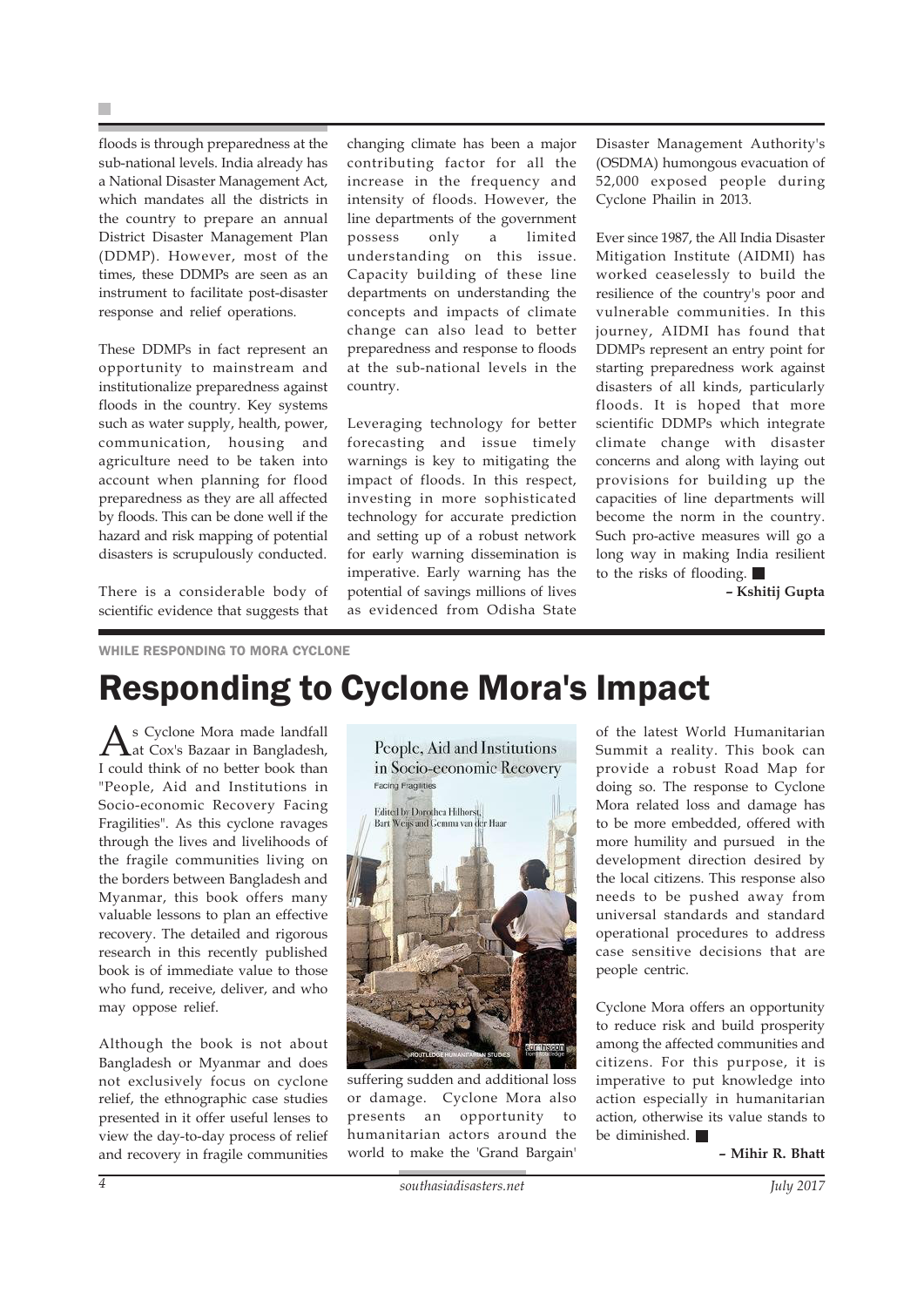floods is through preparedness at the sub-national levels. India already has a National Disaster Management Act, which mandates all the districts in the country to prepare an annual District Disaster Management Plan (DDMP). However, most of the times, these DDMPs are seen as an instrument to facilitate post-disaster response and relief operations.

These DDMPs in fact represent an opportunity to mainstream and institutionalize preparedness against floods in the country. Key systems such as water supply, health, power, communication, housing and agriculture need to be taken into account when planning for flood preparedness as they are all affected by floods. This can be done well if the hazard and risk mapping of potential disasters is scrupulously conducted.

There is a considerable body of scientific evidence that suggests that changing climate has been a major contributing factor for all the increase in the frequency and intensity of floods. However, the line departments of the government possess only a limited understanding on this issue. Capacity building of these line departments on understanding the concepts and impacts of climate change can also lead to better preparedness and response to floods at the sub-national levels in the country.

Leveraging technology for better forecasting and issue timely warnings is key to mitigating the impact of floods. In this respect, investing in more sophisticated technology for accurate prediction and setting up of a robust network for early warning dissemination is imperative. Early warning has the potential of savings millions of lives as evidenced from Odisha State Disaster Management Authority's (OSDMA) humongous evacuation of 52,000 exposed people during Cyclone Phailin in 2013.

Ever since 1987, the All India Disaster Mitigation Institute (AIDMI) has worked ceaselessly to build the resilience of the country's poor and vulnerable communities. In this journey, AIDMI has found that DDMPs represent an entry point for starting preparedness work against disasters of all kinds, particularly floods. It is hoped that more scientific DDMPs which integrate climate change with disaster concerns and along with laying out provisions for building up the capacities of line departments will become the norm in the country. Such pro-active measures will go a long way in making India resilient to the risks of flooding. ■

**– Kshitij Gupta**

WHILE RESPONDING TO MORA CYCLONE

# Responding to Cyclone Mora's Impact

As Cyclone Mora made landfall at Cox's Bazaar in Bangladesh, I could think of no better book than "People, Aid and Institutions in Socio-economic Recovery Facing Fragilities". As this cyclone ravages through the lives and livelihoods of the fragile communities living on the borders between Bangladesh and Myanmar, this book offers many valuable lessons to plan an effective recovery. The detailed and rigorous research in this recently published book is of immediate value to those who fund, receive, deliver, and who may oppose relief.

Although the book is not about Bangladesh or Myanmar and does not exclusively focus on cyclone relief, the ethnographic case studies presented in it offer useful lenses to view the day-to-day process of relief and recovery in fragile communities suffering sudden and additional loss or damage. Cyclone Mora also presents an opportunity to humanitarian actors around the world to make the 'Grand Bargain' of the latest World Humanitarian Summit a reality. This book can provide a robust Road Map for doing so. The response to Cyclone Mora related loss and damage has to be more embedded, offered with more humility and pursued in the development direction desired by the local citizens. This response also needs to be pushed away from universal standards and standard operational procedures to address case sensitive decisions that are people centric.

Cyclone Mora offers an opportunity to reduce risk and build prosperity among the affected communities and citizens. For this purpose, it is imperative to put knowledge into action especially in humanitarian action, otherwise its value stands to be diminished. ■

**– Mihir R. Bhatt**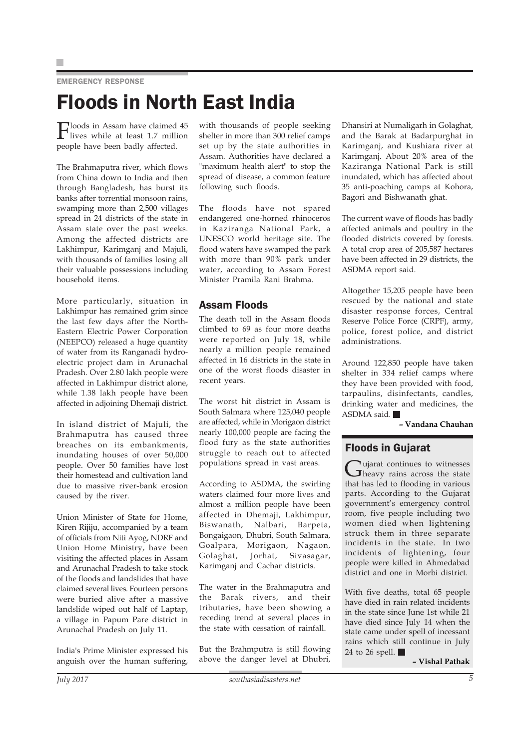EMERGENCY RESPONSE

# Floods in North East India

Floods in Assam have claimed 45 lives while at least 1.7 million people have been badly affected.

The Brahmaputra river, which flows from China down to India and then through Bangladesh, has burst its banks after torrential monsoon rains, swamping more than 2,500 villages spread in 24 districts of the state in Assam state over the past weeks. Among the affected districts are Lakhimpur, Karimganj and Majuli, with thousands of families losing all their valuable possessions including household items.

More particularly, situation in Lakhimpur has remained grim since the last few days after the North-Eastern Electric Power Corporation (NEEPCO) released a huge quantity of water from its Ranganadi hydro-electric project dam in Arunachal Pradesh. Over 2.80 lakh people were affected in Lakhimpur district alone, while 1.38 lakh people have been affected in adjoining Dhemaji district.

In island district of Majuli, the Brahmaputra has caused three breaches on its embankments, inundating houses of over 50,000 people. Over 50 families have lost their homestead and cultivation land due to massive river-bank erosion caused by the river.

Union Minister of State for Home, Kiren Rijiju, accompanied by a team of officials from Niti Ayog, NDRF and Union Home Ministry, have been visiting the affected places in Assam and Arunachal Pradesh to take stock of the floods and landslides that have claimed several lives. Fourteen persons were buried alive after a massive landslide wiped out half of Laptap, a village in Papum Pare district in Arunachal Pradesh on July 11.

India's Prime Minister expressed his anguish over the human suffering, with thousands of people seeking shelter in more than 300 relief camps set up by the state authorities in Assam. Authorities have declared a "maximum health alert" to stop the spread of disease, a common feature following such floods.

The floods have not spared endangered one-horned rhinoceros in Kaziranga National Park, a UNESCO world heritage site. The flood waters have swamped the park with more than 90% park under water, according to Assam Forest Minister Pramila Rani Brahma.

## Assam Floods

The death toll in the Assam floods climbed to 69 as four more deaths were reported on July 18, while nearly a million people remained affected in 16 districts in the state in one of the worst floods disaster in recent years.

The worst hit district in Assam is South Salmara where 125,040 people are affected, while in Morigaon district nearly 100,000 people are facing the flood fury as the state authorities struggle to reach out to affected populations spread in vast areas.

According to ASDMA, the swirling waters claimed four more lives and almost a million people have been affected in Dhemaji, Lakhimpur, Biswanath, Nalbari, Barpeta, Bongaigaon, Dhubri, South Salmara, Goalpara, Morigaon, Nagaon, Golaghat, Jorhat, Sivasagar, Karimganj and Cachar districts.

The water in the Brahmaputra and the Barak rivers, and their tributaries, have been showing a receding trend at several places in the state with cessation of rainfall.

But the Brahmputra is still flowing above the danger level at Dhubri, Dhansiri at Numaligarh in Golaghat, and the Barak at Badarpurghat in Karimganj, and Kushiara river at Karimganj. About 20% area of the Kaziranga National Park is still inundated, which has affected about 35 anti-poaching camps at Kohora, Bagori and Bishwanath ghat.

The current wave of floods has badly affected animals and poultry in the flooded districts covered by forests. A total crop area of 205,587 hectares have been affected in 29 districts, the ASDMA report said.

Altogether 15,205 people have been rescued by the national and state disaster response forces, Central Reserve Police Force (CRPF), army, police, forest police, and district administrations.

Around 122,850 people have taken shelter in 334 relief camps where they have been provided with food, tarpaulins, disinfectants, candles, drinking water and medicines, the ASDMA said. ■

**– Vandana Chauhan**

## Floods in Gujarat

Gujarat continues to witnesses heavy rains across the state that has led to flooding in various parts. According to the Gujarat government's emergency control room, five people including two women died when lightening struck them in three separate incidents in the state. In two incidents of lightening, four people were killed in Ahmedabad district and one in Morbi district.

With five deaths, total 65 people have died in rain related incidents in the state since June 1st while 21 have died since July 14 when the state came under spell of incessant rains which still continue in July 24 to 26 spell. ■

**– Vishal Pathak**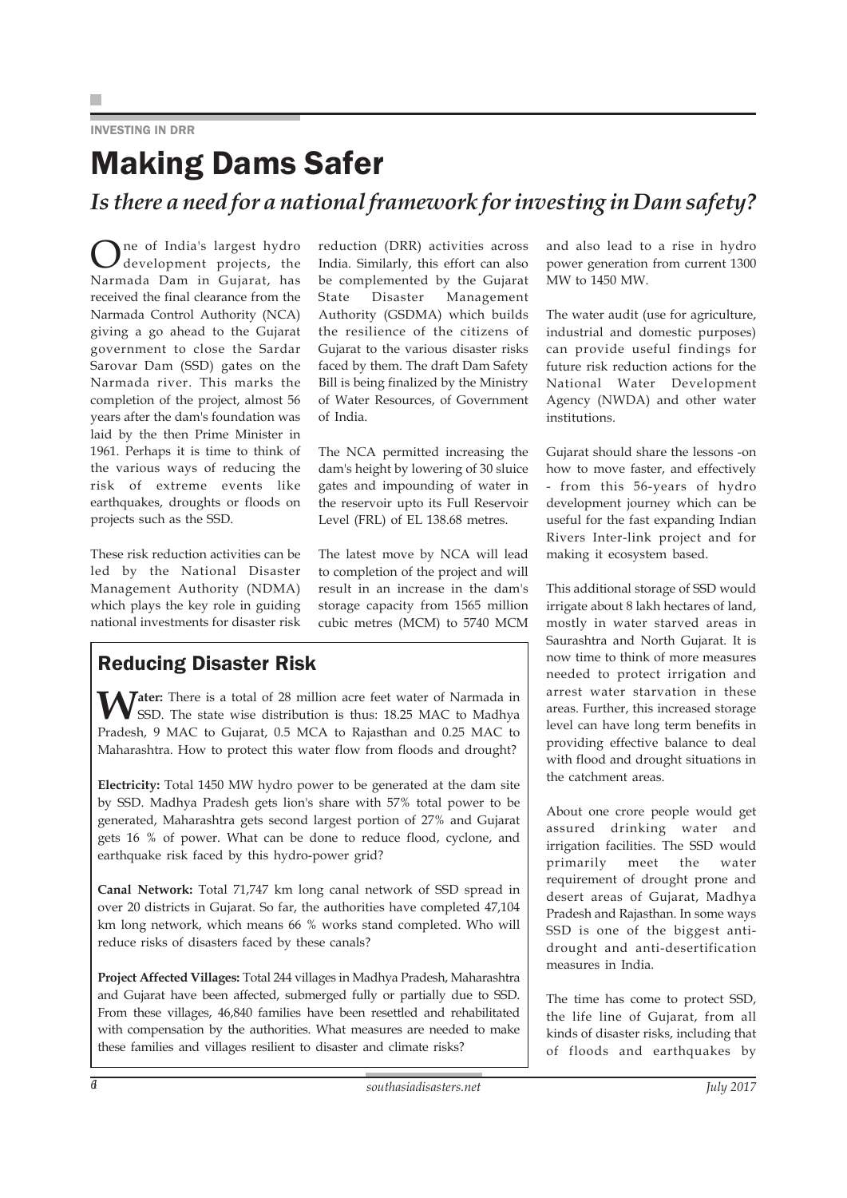INVESTING IN DRR

# Making Dams Safer

*Is there a need for a national framework for investing in Dam safety?*

One of India's largest hydro development projects, the Narmada Dam in Gujarat, has received the final clearance from the Narmada Control Authority (NCA) giving a go ahead to the Gujarat government to close the Sardar Sarovar Dam (SSD) gates on the Narmada river. This marks the completion of the project, almost 56 years after the dam's foundation was laid by the then Prime Minister in 1961. Perhaps it is time to think of the various ways of reducing the risk of extreme events like earthquakes, droughts or floods on projects such as the SSD.

These risk reduction activities can be led by the National Disaster Management Authority (NDMA) which plays the key role in guiding national investments for disaster risk reduction (DRR) activities across India. Similarly, this effort can also be complemented by the Gujarat State Disaster Management Authority (GSDMA) which builds the resilience of the citizens of Gujarat to the various disaster risks faced by them. The draft Dam Safety Bill is being finalized by the Ministry of Water Resources, of Government of India.

The NCA permitted increasing the dam's height by lowering of 30 sluice gates and impounding of water in the reservoir upto its Full Reservoir Level (FRL) of EL 138.68 metres.

The latest move by NCA will lead to completion of the project and will result in an increase in the dam's storage capacity from 1565 million cubic metres (MCM) to 5740 MCM and also lead to a rise in hydro power generation from current 1300 MW to 1450 MW.

The water audit (use for agriculture, industrial and domestic purposes) can provide useful findings for future risk reduction actions for the National Water Development Agency (NWDA) and other water institutions.

Gujarat should share the lessons -on how to move faster, and effectively - from this 56-years of hydro development journey which can be useful for the fast expanding Indian Rivers Inter-link project and for making it ecosystem based.

This additional storage of SSD would irrigate about 8 lakh hectares of land, mostly in water starved areas in Saurashtra and North Gujarat. It is now time to think of more measures needed to protect irrigation and arrest water starvation in these areas. Further, this increased storage level can have long term benefits in providing effective balance to deal with flood and drought situations in the catchment areas.

About one crore people would get assured drinking water and irrigation facilities. The SSD would primarily meet the water requirement of drought prone and desert areas of Gujarat, Madhya Pradesh and Rajasthan. In some ways SSD is one of the biggest anti-drought and anti-desertification measures in India.

The time has come to protect SSD, the life line of Gujarat, from all kinds of disaster risks, including that of floods and earthquakes by

## Reducing Disaster Risk

**Water:** There is a total of 28 million acre feet water of Narmada in SSD. The state wise distribution is thus: 18.25 MAC to Madhya Pradesh, 9 MAC to Gujarat, 0.5 MCA to Rajasthan and 0.25 MAC to Maharashtra. How to protect this water flow from floods and drought?

**Electricity:** Total 1450 MW hydro power to be generated at the dam site by SSD. Madhya Pradesh gets lion's share with 57% total power to be generated, Maharashtra gets second largest portion of 27% and Gujarat gets 16 % of power. What can be done to reduce flood, cyclone, and earthquake risk faced by this hydro-power grid?

**Canal Network:** Total 71,747 km long canal network of SSD spread in over 20 districts in Gujarat. So far, the authorities have completed 47,104 km long network, which means 66 % works stand completed. Who will reduce risks of disasters faced by these canals?

**Project Affected Villages:** Total 244 villages in Madhya Pradesh, Maharashtra and Gujarat have been affected, submerged fully or partially due to SSD. From these villages, 46,840 families have been resettled and rehabilitated with compensation by the authorities. What measures are needed to make these families and villages resilient to disaster and climate risks?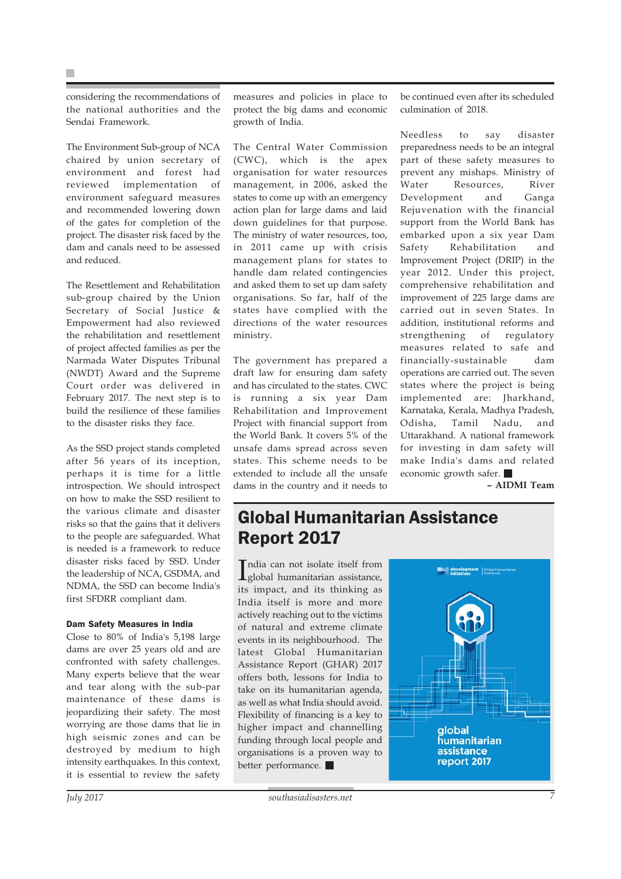considering the recommendations of the national authorities and the Sendai Framework.

The Environment Sub-group of NCA chaired by union secretary of environment and forest had reviewed implementation of environment safeguard measures and recommended lowering down of the gates for completion of the project. The disaster risk faced by the dam and canals need to be assessed and reduced.

The Resettlement and Rehabilitation sub-group chaired by the Union Secretary of Social Justice & Empowerment had also reviewed the rehabilitation and resettlement of project affected families as per the Narmada Water Disputes Tribunal (NWDT) Award and the Supreme Court order was delivered in February 2017. The next step is to build the resilience of these families to the disaster risks they face.

As the SSD project stands completed after 56 years of its inception, perhaps it is time for a little introspection. We should introspect on how to make the SSD resilient to the various climate and disaster risks so that the gains that it delivers to the people are safeguarded. What is needed is a framework to reduce disaster risks faced by SSD. Under the leadership of NCA, GSDMA, and NDMA, the SSD can become India's first SFDRR compliant dam.

**Dam Safety Measures in India**

Close to 80% of India's 5,198 large dams are over 25 years old and are confronted with safety challenges. Many experts believe that the wear and tear along with the sub-par maintenance of these dams is jeopardizing their safety. The most worrying are those dams that lie in high seismic zones and can be destroyed by medium to high intensity earthquakes. In this context, it is essential to review the safety measures and policies in place to protect the big dams and economic growth of India.

The Central Water Commission (CWC), which is the apex organisation for water resources management, in 2006, asked the states to come up with an emergency action plan for large dams and laid down guidelines for that purpose. The ministry of water resources, too, in 2011 came up with crisis management plans for states to handle dam related contingencies and asked them to set up dam safety organisations. So far, half of the states have complied with the directions of the water resources ministry.

The government has prepared a draft law for ensuring dam safety and has circulated to the states. CWC is running a six year Dam Rehabilitation and Improvement Project with financial support from the World Bank. It covers 5% of the unsafe dams spread across seven states. This scheme needs to be extended to include all the unsafe dams in the country and it needs to be continued even after its scheduled culmination of 2018.

Needless to say disaster preparedness needs to be an integral part of these safety measures to prevent any mishaps. Ministry of Water Resources, River Development and Ganga Rejuvenation with the financial support from the World Bank has embarked upon a six year Dam Safety Rehabilitation and Improvement Project (DRIP) in the year 2012. Under this project, comprehensive rehabilitation and improvement of 225 large dams are carried out in seven States. In addition, institutional reforms and strengthening of regulatory measures related to safe and financially-sustainable dam operations are carried out. The seven states where the project is being implemented are: Jharkhand, Karnataka, Kerala, Madhya Pradesh, Odisha, Tamil Nadu, and Uttarakhand. A national framework for investing in dam safety will make India's dams and related economic growth safer. ■

**– AIDMI Team**

## Global Humanitarian Assistance Report 2017

India can not isolate itself from global humanitarian assistance, its impact, and its thinking as India itself is more and more actively reaching out to the victims of natural and extreme climate events in its neighbourhood. The latest Global Humanitarian Assistance Report (GHAR) 2017 offers both, lessons for India to take on its humanitarian agenda, as well as what India should avoid. Flexibility of financing is a key to higher impact and channelling funding through local people and organisations is a proven way to better performance. ■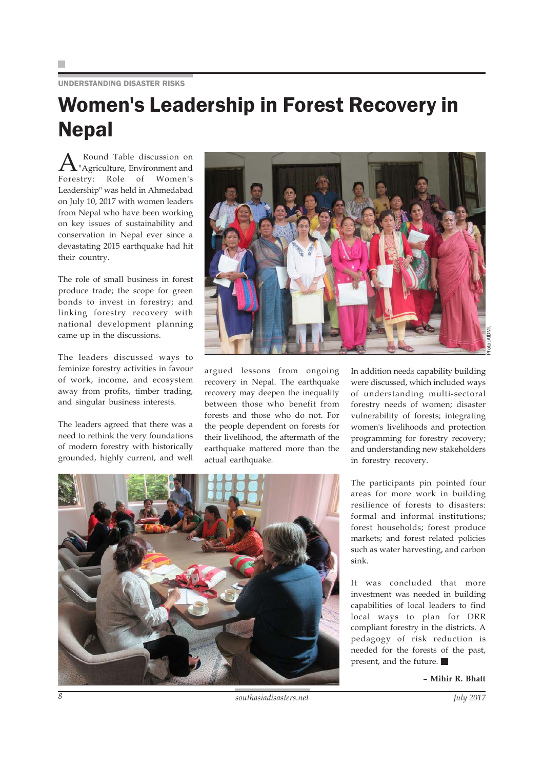UNDERSTANDING DISASTER RISKS

# Women's Leadership in Forest Recovery in Nepal

A Round Table discussion on "Agriculture, Environment and Forestry: Role of Women's Leadership" was held in Ahmedabad on July 10, 2017 with women leaders from Nepal who have been working on key issues of sustainability and conservation in Nepal ever since a devastating 2015 earthquake had hit their country.

The role of small business in forest produce trade; the scope for green bonds to invest in forestry; and linking forestry recovery with national development planning came up in the discussions.

The leaders discussed ways to feminize forestry activities in favour of work, income, and ecosystem away from profits, timber trading, and singular business interests.

The leaders agreed that there was a need to rethink the very foundations of modern forestry with historically grounded, highly current, and well argued lessons from ongoing recovery in Nepal. The earthquake recovery may deepen the inequality between those who benefit from forests and those who do not. For the people dependent on forests for their livelihood, the aftermath of the earthquake mattered more than the actual earthquake.

Photo: AIDMI.

In addition needs capability building were discussed, which included ways of understanding multi-sectoral forestry needs of women; disaster vulnerability of forests; integrating women's livelihoods and protection programming for forestry recovery; and understanding new stakeholders in forestry recovery.

The participants pin pointed four areas for more work in building resilience of forests to disasters: formal and informal institutions; forest households; forest produce markets; and forest related policies such as water harvesting, and carbon sink.

It was concluded that more investment was needed in building capabilities of local leaders to find local ways to plan for DRR compliant forestry in the districts. A pedagogy of risk reduction is needed for the forests of the past, present, and the future. ■

**– Mihir R. Bhatt**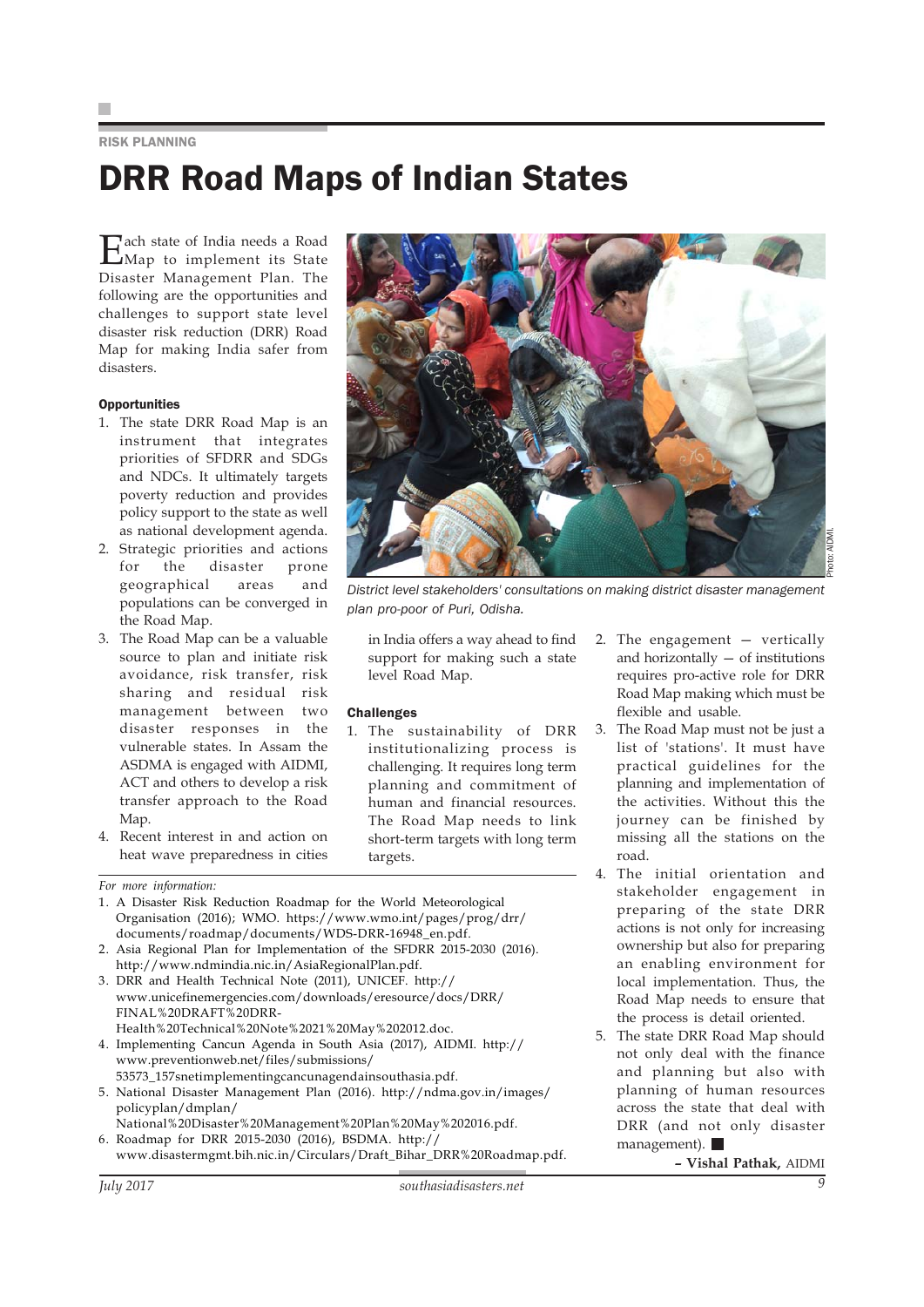RISK PLANNING

# DRR Road Maps of Indian States

Each state of India needs a Road Map to implement its State Disaster Management Plan. The following are the opportunities and challenges to support state level disaster risk reduction (DRR) Road Map for making India safer from disasters.

### Opportunities

1. The state DRR Road Map is an instrument that integrates priorities of SFDRR and SDGs and NDCs. It ultimately targets poverty reduction and provides policy support to the state as well as national development agenda.
2. Strategic priorities and actions for the disaster prone geographical areas and populations can be converged in the Road Map.
3. The Road Map can be a valuable source to plan and initiate risk avoidance, risk transfer, risk sharing and residual risk management between two disaster responses in the vulnerable states. In Assam the ASDMA is engaged with AIDMI, ACT and others to develop a risk transfer approach to the Road Map.
4. Recent interest in and action on heat wave preparedness in cities in India offers a way ahead to find support for making such a state level Road Map.

*District level stakeholders' consultations on making district disaster management plan pro-poor of Puri, Odisha.*

Photo: AIDMI.

### Challenges

1. The sustainability of DRR institutionalizing process is challenging. It requires long term planning and commitment of human and financial resources. The Road Map needs to link short-term targets with long term targets.
2. The engagement — vertically and horizontally — of institutions requires pro-active role for DRR Road Map making which must be flexible and usable.
3. The Road Map must not be just a list of 'stations'. It must have practical guidelines for the planning and implementation of the activities. Without this the journey can be finished by missing all the stations on the road.
4. The initial orientation and stakeholder engagement in preparing of the state DRR actions is not only for increasing ownership but also for preparing an enabling environment for local implementation. Thus, the Road Map needs to ensure that the process is detail oriented.
5. The state DRR Road Map should not only deal with the finance and planning but also with planning of human resources across the state that deal with DRR (and not only disaster management). ■

**– Vishal Pathak,** AIDMI

*For more information:*

1. A Disaster Risk Reduction Roadmap for the World Meteorological Organisation (2016); WMO. https://www.wmo.int/pages/prog/drr/documents/roadmap/documents/WDS-DRR-16948_en.pdf.
2. Asia Regional Plan for Implementation of the SFDRR 2015-2030 (2016). http://www.ndmindia.nic.in/AsiaRegionalPlan.pdf.
3. DRR and Health Technical Note (2011), UNICEF. http://www.unicefinemergencies.com/downloads/eresource/docs/DRR/FINAL%20DRAFT%20DRR-Health%20Technical%20Note%2021%20May%202012.doc.
4. Implementing Cancun Agenda in South Asia (2017), AIDMI. http://www.preventionweb.net/files/submissions/53573_157snetimplementingcancunagendainsouthasia.pdf.
5. National Disaster Management Plan (2016). http://ndma.gov.in/images/policyplan/dmplan/National%20Disaster%20Management%20Plan%20May%202016.pdf.
6. Roadmap for DRR 2015-2030 (2016), BSDMA. http://www.disastermgmt.bih.nic.in/Circulars/Draft_Bihar_DRR%20Roadmap.pdf.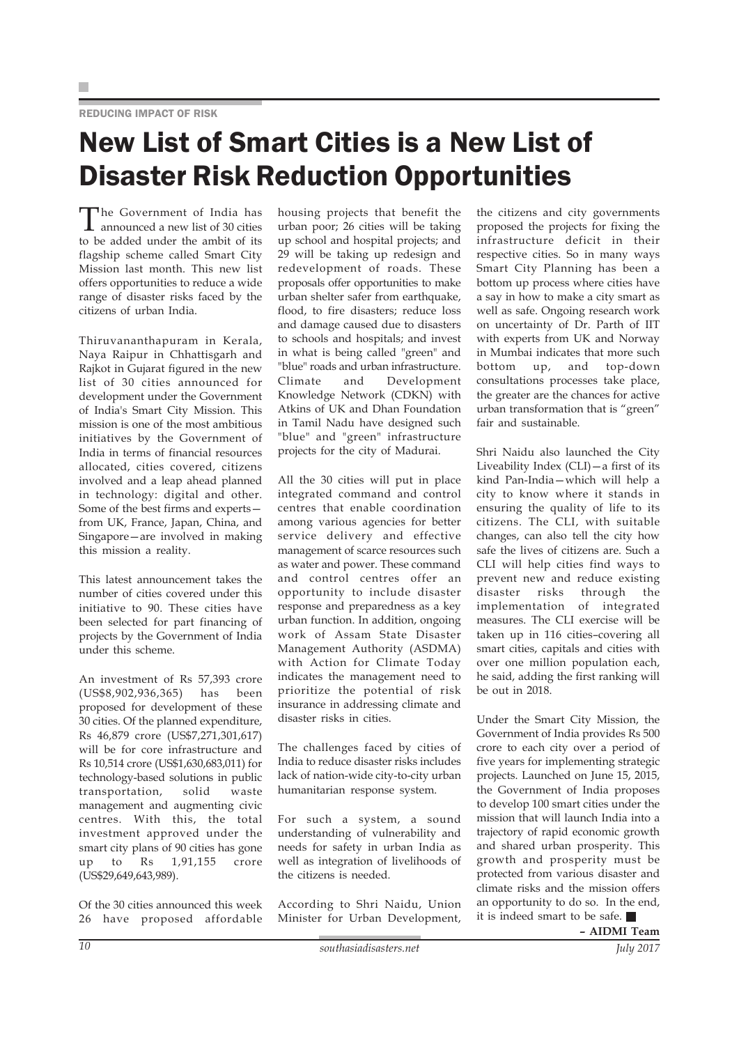REDUCING IMPACT OF RISK

# New List of Smart Cities is a New List of Disaster Risk Reduction Opportunities

The Government of India has announced a new list of 30 cities to be added under the ambit of its flagship scheme called Smart City Mission last month. This new list offers opportunities to reduce a wide range of disaster risks faced by the citizens of urban India.

Thiruvananthapuram in Kerala, Naya Raipur in Chhattisgarh and Rajkot in Gujarat figured in the new list of 30 cities announced for development under the Government of India's Smart City Mission. This mission is one of the most ambitious initiatives by the Government of India in terms of financial resources allocated, cities covered, citizens involved and a leap ahead planned in technology: digital and other. Some of the best firms and experts—from UK, France, Japan, China, and Singapore—are involved in making this mission a reality.

This latest announcement takes the number of cities covered under this initiative to 90. These cities have been selected for part financing of projects by the Government of India under this scheme.

An investment of Rs 57,393 crore (US$8,902,936,365) has been proposed for development of these 30 cities. Of the planned expenditure, Rs 46,879 crore (US$7,271,301,617) will be for core infrastructure and Rs 10,514 crore (US$1,630,683,011) for technology-based solutions in public transportation, solid waste management and augmenting civic centres. With this, the total investment approved under the smart city plans of 90 cities has gone up to Rs 1,91,155 crore (US$29,649,643,989).

Of the 30 cities announced this week 26 have proposed affordable housing projects that benefit the urban poor; 26 cities will be taking up school and hospital projects; and 29 will be taking up redesign and redevelopment of roads. These proposals offer opportunities to make urban shelter safer from earthquake, flood, to fire disasters; reduce loss and damage caused due to disasters to schools and hospitals; and invest in what is being called "green" and "blue" roads and urban infrastructure. Climate and Development Knowledge Network (CDKN) with Atkins of UK and Dhan Foundation in Tamil Nadu have designed such "blue" and "green" infrastructure projects for the city of Madurai.

All the 30 cities will put in place integrated command and control centres that enable coordination among various agencies for better service delivery and effective management of scarce resources such as water and power. These command and control centres offer an opportunity to include disaster response and preparedness as a key urban function. In addition, ongoing work of Assam State Disaster Management Authority (ASDMA) with Action for Climate Today indicates the management need to prioritize the potential of risk insurance in addressing climate and disaster risks in cities.

The challenges faced by cities of India to reduce disaster risks includes lack of nation-wide city-to-city urban humanitarian response system.

For such a system, a sound understanding of vulnerability and needs for safety in urban India as well as integration of livelihoods of the citizens is needed.

According to Shri Naidu, Union Minister for Urban Development, the citizens and city governments proposed the projects for fixing the infrastructure deficit in their respective cities. So in many ways Smart City Planning has been a bottom up process where cities have a say in how to make a city smart as well as safe. Ongoing research work on uncertainty of Dr. Parth of IIT with experts from UK and Norway in Mumbai indicates that more such bottom up, and top-down consultations processes take place, the greater are the chances for active urban transformation that is "green" fair and sustainable.

Shri Naidu also launched the City Liveability Index (CLI)—a first of its kind Pan-India—which will help a city to know where it stands in ensuring the quality of life to its citizens. The CLI, with suitable changes, can also tell the city how safe the lives of citizens are. Such a CLI will help cities find ways to prevent new and reduce existing disaster risks through the implementation of integrated measures. The CLI exercise will be taken up in 116 cities–covering all smart cities, capitals and cities with over one million population each, he said, adding the first ranking will be out in 2018.

Under the Smart City Mission, the Government of India provides Rs 500 crore to each city over a period of five years for implementing strategic projects. Launched on June 15, 2015, the Government of India proposes to develop 100 smart cities under the mission that will launch India into a trajectory of rapid economic growth and shared urban prosperity. This growth and prosperity must be protected from various disaster and climate risks and the mission offers an opportunity to do so. In the end, it is indeed smart to be safe. ■

**– AIDMI Team**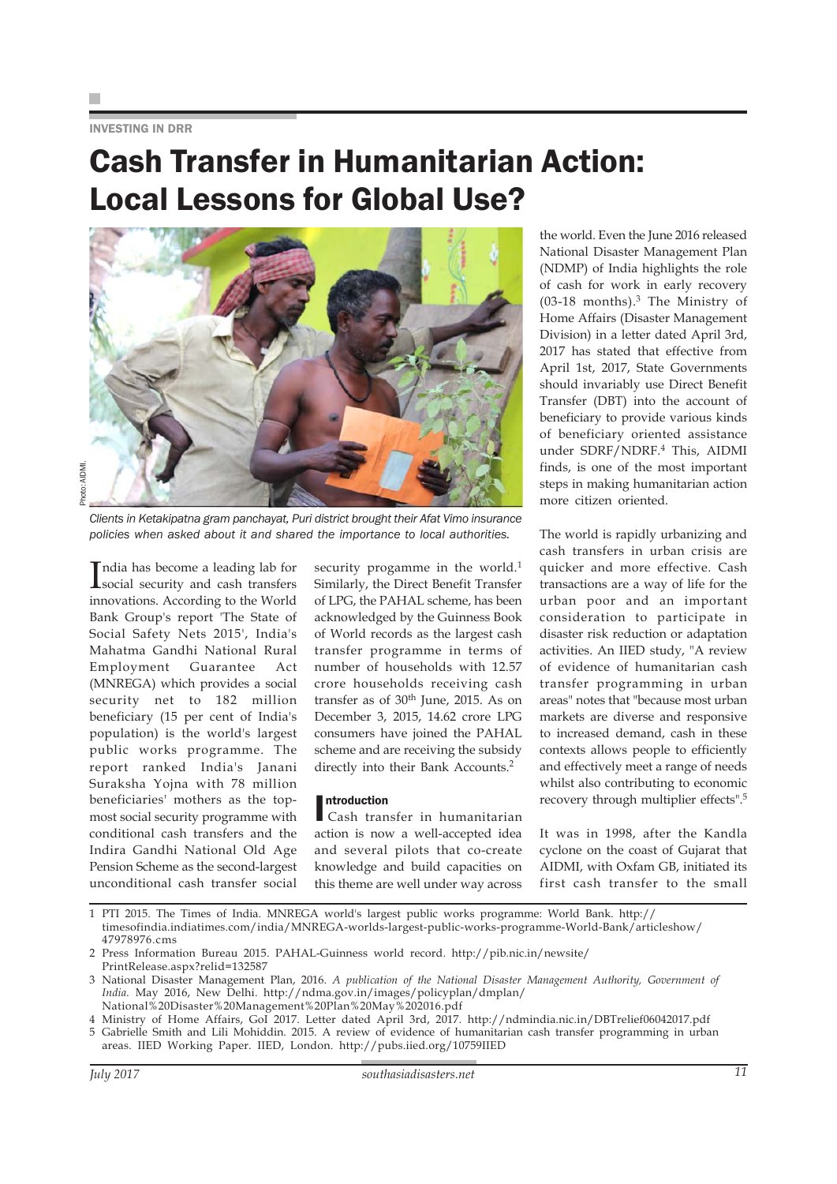INVESTING IN DRR

# Cash Transfer in Humanitarian Action: Local Lessons for Global Use?

Photo: AIDMI.

*Clients in Ketakipatna gram panchayat, Puri district brought their Afat Vimo insurance policies when asked about it and shared the importance to local authorities.*

India has become a leading lab for social security and cash transfers innovations. According to the World Bank Group's report 'The State of Social Safety Nets 2015', India's Mahatma Gandhi National Rural Employment Guarantee Act (MNREGA) which provides a social security net to 182 million beneficiary (15 per cent of India's population) is the world's largest public works programme. The report ranked India's Janani Suraksha Yojna with 78 million beneficiaries' mothers as the top-most social security programme with conditional cash transfers and the Indira Gandhi National Old Age Pension Scheme as the second-largest unconditional cash transfer social security progamme in the world.[1] Similarly, the Direct Benefit Transfer of LPG, the PAHAL scheme, has been acknowledged by the Guinness Book of World records as the largest cash transfer programme in terms of number of households with 12.57 crore households receiving cash transfer as of 30th June, 2015. As on December 3, 2015, 14.62 crore LPG consumers have joined the PAHAL scheme and are receiving the subsidy directly into their Bank Accounts.[2]

## Introduction

Cash transfer in humanitarian action is now a well-accepted idea and several pilots that co-create knowledge and build capacities on this theme are well under way across the world. Even the June 2016 released National Disaster Management Plan (NDMP) of India highlights the role of cash for work in early recovery (03-18 months).[3] The Ministry of Home Affairs (Disaster Management Division) in a letter dated April 3rd, 2017 has stated that effective from April 1st, 2017, State Governments should invariably use Direct Benefit Transfer (DBT) into the account of beneficiary to provide various kinds of beneficiary oriented assistance under SDRF/NDRF.[4] This, AIDMI finds, is one of the most important steps in making humanitarian action more citizen oriented.

The world is rapidly urbanizing and cash transfers in urban crisis are quicker and more effective. Cash transactions are a way of life for the urban poor and an important consideration to participate in disaster risk reduction or adaptation activities. An IIED study, "A review of evidence of humanitarian cash transfer programming in urban areas" notes that "because most urban markets are diverse and responsive to increased demand, cash in these contexts allows people to efficiently and effectively meet a range of needs whilst also contributing to economic recovery through multiplier effects".[5]

It was in 1998, after the Kandla cyclone on the coast of Gujarat that AIDMI, with Oxfam GB, initiated its first cash transfer to the small

---

1 PTI 2015. The Times of India. MNREGA world's largest public works programme: World Bank. http://timesofindia.indiatimes.com/india/MNREGA-worlds-largest-public-works-programme-World-Bank/articleshow/47978976.cms

2 Press Information Bureau 2015. PAHAL-Guinness world record. http://pib.nic.in/newsite/PrintRelease.aspx?relid=132587

3 National Disaster Management Plan, 2016. *A publication of the National Disaster Management Authority, Government of India.* May 2016, New Delhi. http://ndma.gov.in/images/policyplan/dmplan/National%20Disaster%20Management%20Plan%20May%202016.pdf

4 Ministry of Home Affairs, GoI 2017. Letter dated April 3rd, 2017. http://ndmindia.nic.in/DBTrelief06042017.pdf

5 Gabrielle Smith and Lili Mohiddin. 2015. A review of evidence of humanitarian cash transfer programming in urban areas. IIED Working Paper. IIED, London. http://pubs.iied.org/10759IIED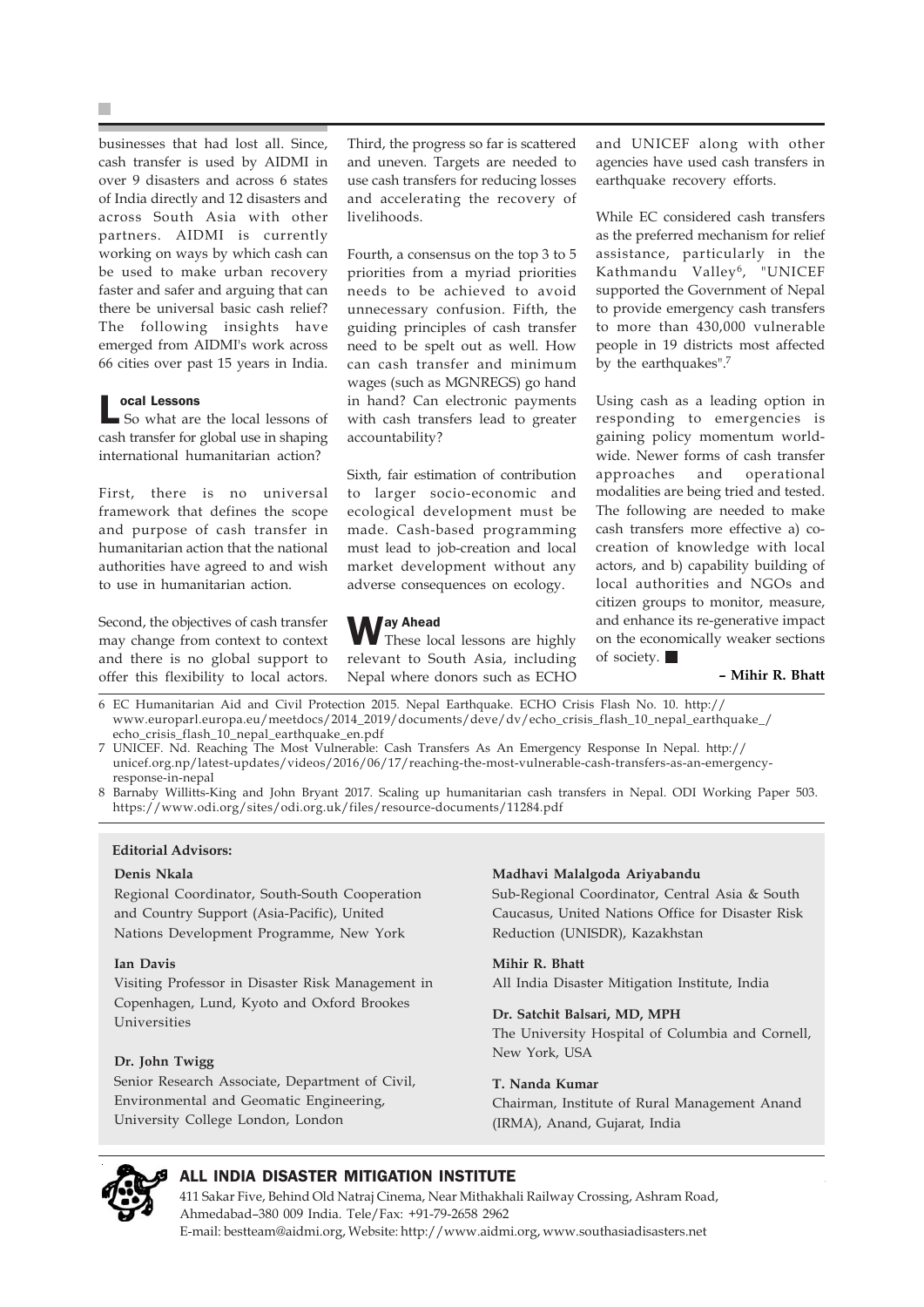businesses that had lost all. Since, cash transfer is used by AIDMI in over 9 disasters and across 6 states of India directly and 12 disasters and across South Asia with other partners. AIDMI is currently working on ways by which cash can be used to make urban recovery faster and safer and arguing that can there be universal basic cash relief? The following insights have emerged from AIDMI's work across 66 cities over past 15 years in India.

## Local Lessons

So what are the local lessons of cash transfer for global use in shaping international humanitarian action?

First, there is no universal framework that defines the scope and purpose of cash transfer in humanitarian action that the national authorities have agreed to and wish to use in humanitarian action.

Second, the objectives of cash transfer may change from context to context and there is no global support to offer this flexibility to local actors. Third, the progress so far is scattered and uneven. Targets are needed to use cash transfers for reducing losses and accelerating the recovery of livelihoods.

Fourth, a consensus on the top 3 to 5 priorities from a myriad priorities needs to be achieved to avoid unnecessary confusion. Fifth, the guiding principles of cash transfer need to be spelt out as well. How can cash transfer and minimum wages (such as MGNREGS) go hand in hand? Can electronic payments with cash transfers lead to greater accountability?

Sixth, fair estimation of contribution to larger socio-economic and ecological development must be made. Cash-based programming must lead to job-creation and local market development without any adverse consequences on ecology.

## Way Ahead

These local lessons are highly relevant to South Asia, including Nepal where donors such as ECHO and UNICEF along with other agencies have used cash transfers in earthquake recovery efforts.

While EC considered cash transfers as the preferred mechanism for relief assistance, particularly in the Kathmandu Valley[6], "UNICEF supported the Government of Nepal to provide emergency cash transfers to more than 430,000 vulnerable people in 19 districts most affected by the earthquakes".[7]

Using cash as a leading option in responding to emergencies is gaining policy momentum world-wide. Newer forms of cash transfer approaches and operational modalities are being tried and tested. The following are needed to make cash transfers more effective a) co-creation of knowledge with local actors, and b) capability building of local authorities and NGOs and citizen groups to monitor, measure, and enhance its re-generative impact on the economically weaker sections of society. ■

**– Mihir R. Bhatt**

6 EC Humanitarian Aid and Civil Protection 2015. Nepal Earthquake. ECHO Crisis Flash No. 10. http://www.europarl.europa.eu/meetdocs/2014_2019/documents/deve/dv/echo_crisis_flash_10_nepal_earthquake_/echo_crisis_flash_10_nepal_earthquake_en.pdf

7 UNICEF. Nd. Reaching The Most Vulnerable: Cash Transfers As An Emergency Response In Nepal. http://unicef.org.np/latest-updates/videos/2016/06/17/reaching-the-most-vulnerable-cash-transfers-as-an-emergency-response-in-nepal

8 Barnaby Willitts-King and John Bryant 2017. Scaling up humanitarian cash transfers in Nepal. ODI Working Paper 503. https://www.odi.org/sites/odi.org.uk/files/resource-documents/11284.pdf

**Editorial Advisors:**

**Denis Nkala**
Regional Coordinator, South-South Cooperation and Country Support (Asia-Pacific), United Nations Development Programme, New York

**Ian Davis**
Visiting Professor in Disaster Risk Management in Copenhagen, Lund, Kyoto and Oxford Brookes Universities

**Dr. John Twigg**
Senior Research Associate, Department of Civil, Environmental and Geomatic Engineering, University College London, London

**Madhavi Malalgoda Ariyabandu**
Sub-Regional Coordinator, Central Asia & South Caucasus, United Nations Office for Disaster Risk Reduction (UNISDR), Kazakhstan

**Mihir R. Bhatt**
All India Disaster Mitigation Institute, India

**Dr. Satchit Balsari, MD, MPH**
The University Hospital of Columbia and Cornell, New York, USA

**T. Nanda Kumar**
Chairman, Institute of Rural Management Anand (IRMA), Anand, Gujarat, India

**ALL INDIA DISASTER MITIGATION INSTITUTE**

411 Sakar Five, Behind Old Natraj Cinema, Near Mithakhali Railway Crossing, Ashram Road, Ahmedabad–380 009 India. Tele/Fax: +91-79-2658 2962
E-mail: bestteam@aidmi.org, Website: http://www.aidmi.org, www.southasiadisasters.net